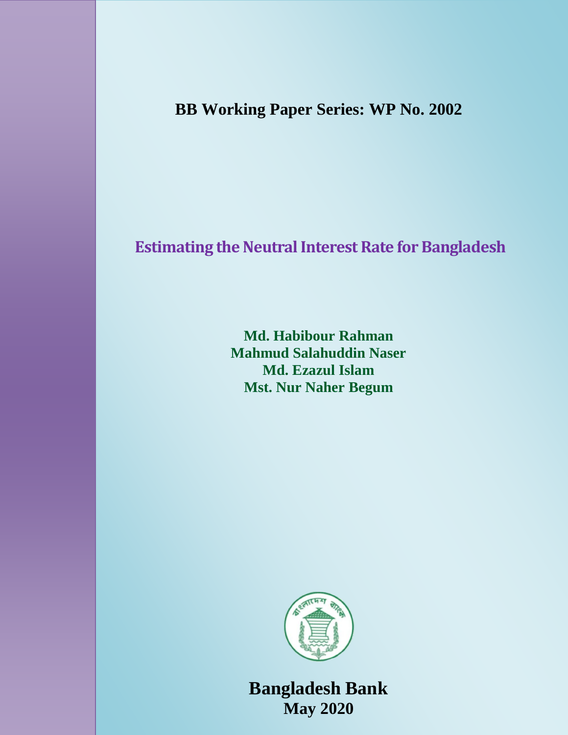**BB Working Paper Series: WP No. 2002**

# Estimating the Neutral Interest Rate for Bangladesh

**Md. Habibour Rahman**
**Mahmud Salahuddin Naser**
**Md. Ezazul Islam**
**Mst. Nur Naher Begum**

**Bangladesh Bank**
**May 2020**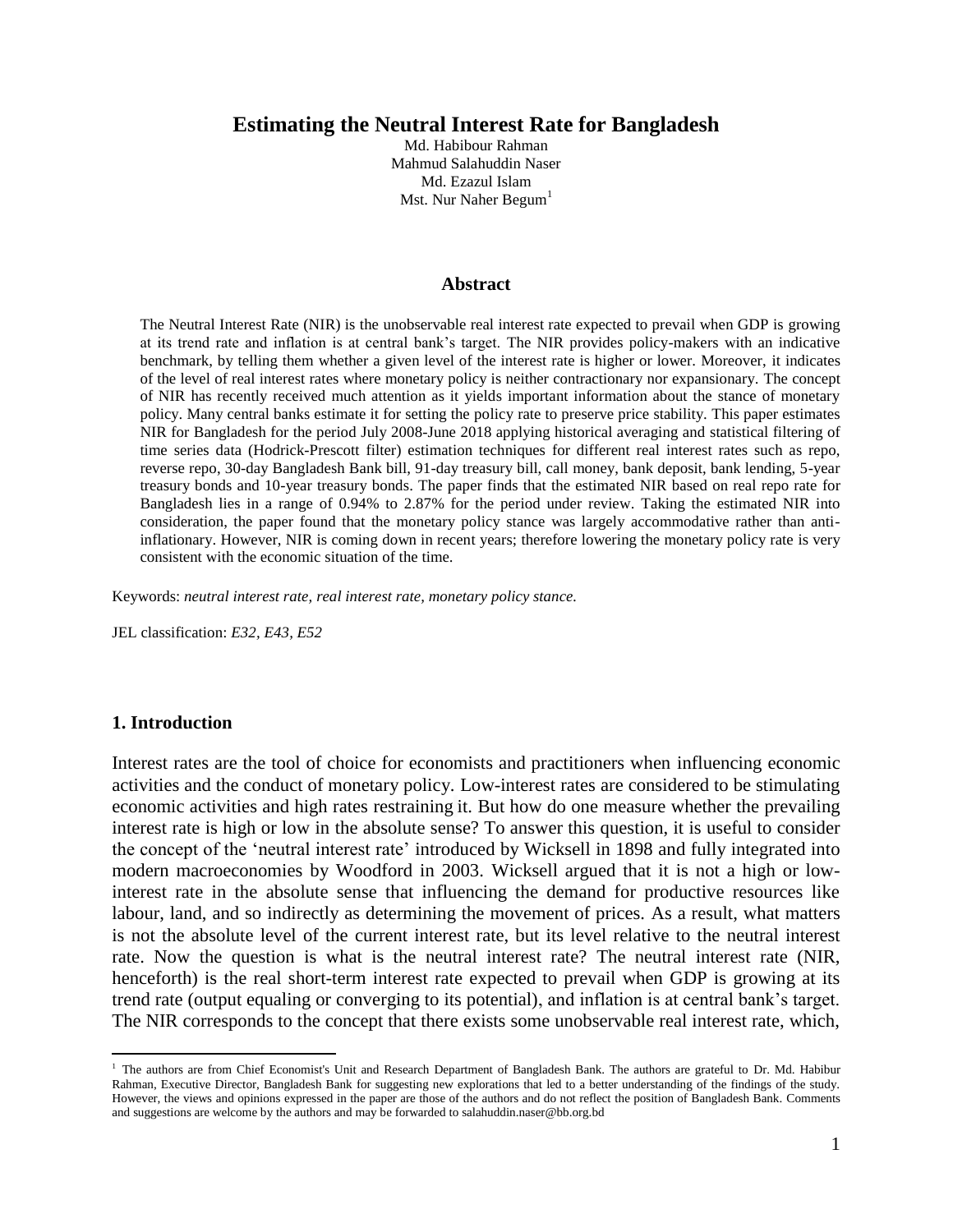# Estimating the Neutral Interest Rate for Bangladesh

Md. Habibour Rahman
Mahmud Salahuddin Naser
Md. Ezazul Islam
Mst. Nur Naher Begum[1]

## Abstract

The Neutral Interest Rate (NIR) is the unobservable real interest rate expected to prevail when GDP is growing at its trend rate and inflation is at central bank's target. The NIR provides policy-makers with an indicative benchmark, by telling them whether a given level of the interest rate is higher or lower. Moreover, it indicates of the level of real interest rates where monetary policy is neither contractionary nor expansionary. The concept of NIR has recently received much attention as it yields important information about the stance of monetary policy. Many central banks estimate it for setting the policy rate to preserve price stability. This paper estimates NIR for Bangladesh for the period July 2008-June 2018 applying historical averaging and statistical filtering of time series data (Hodrick-Prescott filter) estimation techniques for different real interest rates such as repo, reverse repo, 30-day Bangladesh Bank bill, 91-day treasury bill, call money, bank deposit, bank lending, 5-year treasury bonds and 10-year treasury bonds. The paper finds that the estimated NIR based on real repo rate for Bangladesh lies in a range of 0.94% to 2.87% for the period under review. Taking the estimated NIR into consideration, the paper found that the monetary policy stance was largely accommodative rather than anti-inflationary. However, NIR is coming down in recent years; therefore lowering the monetary policy rate is very consistent with the economic situation of the time.

Keywords: *neutral interest rate, real interest rate, monetary policy stance.*

JEL classification: *E32, E43, E52*

## 1. Introduction

Interest rates are the tool of choice for economists and practitioners when influencing economic activities and the conduct of monetary policy. Low-interest rates are considered to be stimulating economic activities and high rates restraining it. But how do one measure whether the prevailing interest rate is high or low in the absolute sense? To answer this question, it is useful to consider the concept of the 'neutral interest rate' introduced by Wicksell in 1898 and fully integrated into modern macroeconomies by Woodford in 2003. Wicksell argued that it is not a high or low-interest rate in the absolute sense that influencing the demand for productive resources like labour, land, and so indirectly as determining the movement of prices. As a result, what matters is not the absolute level of the current interest rate, but its level relative to the neutral interest rate. Now the question is what is the neutral interest rate? The neutral interest rate (NIR, henceforth) is the real short-term interest rate expected to prevail when GDP is growing at its trend rate (output equaling or converging to its potential), and inflation is at central bank's target. The NIR corresponds to the concept that there exists some unobservable real interest rate, which,

[1] The authors are from Chief Economist's Unit and Research Department of Bangladesh Bank. The authors are grateful to Dr. Md. Habibur Rahman, Executive Director, Bangladesh Bank for suggesting new explorations that led to a better understanding of the findings of the study. However, the views and opinions expressed in the paper are those of the authors and do not reflect the position of Bangladesh Bank. Comments and suggestions are welcome by the authors and may be forwarded to salahuddin.naser@bb.org.bd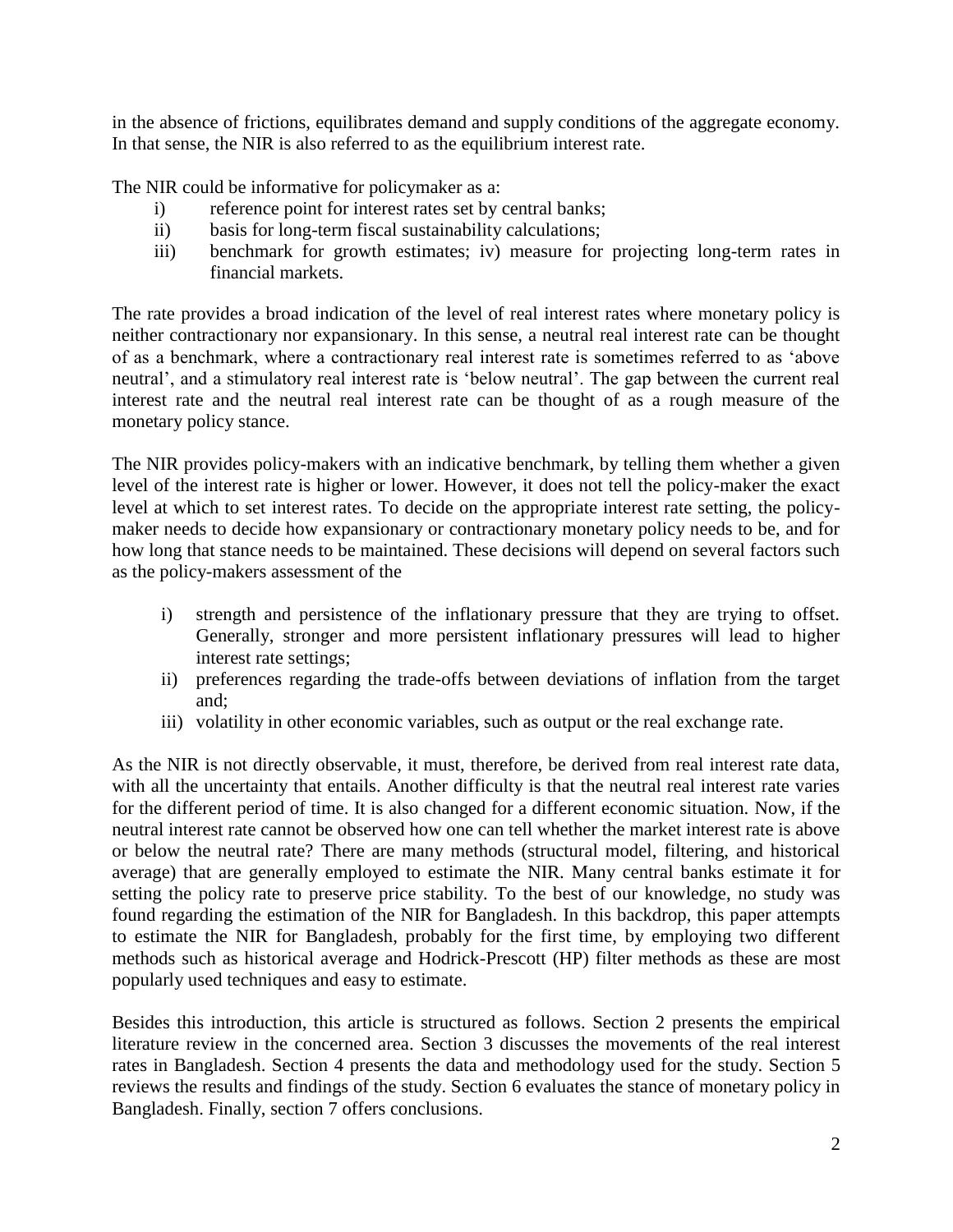in the absence of frictions, equilibrates demand and supply conditions of the aggregate economy. In that sense, the NIR is also referred to as the equilibrium interest rate.

The NIR could be informative for policymaker as a:

i) reference point for interest rates set by central banks;
ii) basis for long-term fiscal sustainability calculations;
iii) benchmark for growth estimates; iv) measure for projecting long-term rates in financial markets.

The rate provides a broad indication of the level of real interest rates where monetary policy is neither contractionary nor expansionary. In this sense, a neutral real interest rate can be thought of as a benchmark, where a contractionary real interest rate is sometimes referred to as 'above neutral', and a stimulatory real interest rate is 'below neutral'. The gap between the current real interest rate and the neutral real interest rate can be thought of as a rough measure of the monetary policy stance.

The NIR provides policy-makers with an indicative benchmark, by telling them whether a given level of the interest rate is higher or lower. However, it does not tell the policy-maker the exact level at which to set interest rates. To decide on the appropriate interest rate setting, the policy-maker needs to decide how expansionary or contractionary monetary policy needs to be, and for how long that stance needs to be maintained. These decisions will depend on several factors such as the policy-makers assessment of the

i) strength and persistence of the inflationary pressure that they are trying to offset. Generally, stronger and more persistent inflationary pressures will lead to higher interest rate settings;
ii) preferences regarding the trade-offs between deviations of inflation from the target and;
iii) volatility in other economic variables, such as output or the real exchange rate.

As the NIR is not directly observable, it must, therefore, be derived from real interest rate data, with all the uncertainty that entails. Another difficulty is that the neutral real interest rate varies for the different period of time. It is also changed for a different economic situation. Now, if the neutral interest rate cannot be observed how one can tell whether the market interest rate is above or below the neutral rate? There are many methods (structural model, filtering, and historical average) that are generally employed to estimate the NIR. Many central banks estimate it for setting the policy rate to preserve price stability. To the best of our knowledge, no study was found regarding the estimation of the NIR for Bangladesh. In this backdrop, this paper attempts to estimate the NIR for Bangladesh, probably for the first time, by employing two different methods such as historical average and Hodrick-Prescott (HP) filter methods as these are most popularly used techniques and easy to estimate.

Besides this introduction, this article is structured as follows. Section 2 presents the empirical literature review in the concerned area. Section 3 discusses the movements of the real interest rates in Bangladesh. Section 4 presents the data and methodology used for the study. Section 5 reviews the results and findings of the study. Section 6 evaluates the stance of monetary policy in Bangladesh. Finally, section 7 offers conclusions.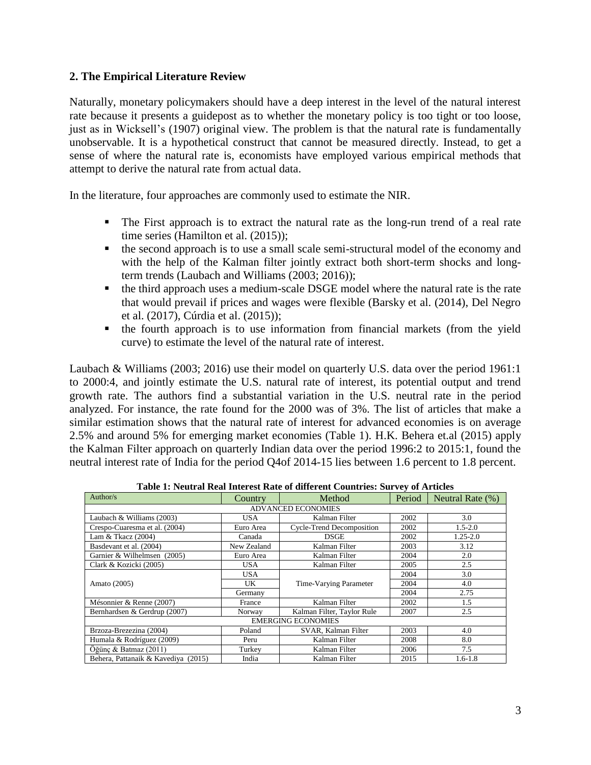## 2. The Empirical Literature Review

Naturally, monetary policymakers should have a deep interest in the level of the natural interest rate because it presents a guidepost as to whether the monetary policy is too tight or too loose, just as in Wicksell's (1907) original view. The problem is that the natural rate is fundamentally unobservable. It is a hypothetical construct that cannot be measured directly. Instead, to get a sense of where the natural rate is, economists have employed various empirical methods that attempt to derive the natural rate from actual data.

In the literature, four approaches are commonly used to estimate the NIR.

- The First approach is to extract the natural rate as the long-run trend of a real rate time series (Hamilton et al. (2015));
- the second approach is to use a small scale semi-structural model of the economy and with the help of the Kalman filter jointly extract both short-term shocks and long-term trends (Laubach and Williams (2003; 2016));
- the third approach uses a medium-scale DSGE model where the natural rate is the rate that would prevail if prices and wages were flexible (Barsky et al. (2014), Del Negro et al. (2017), Cúrdia et al. (2015));
- the fourth approach is to use information from financial markets (from the yield curve) to estimate the level of the natural rate of interest.

Laubach & Williams (2003; 2016) use their model on quarterly U.S. data over the period 1961:1 to 2000:4, and jointly estimate the U.S. natural rate of interest, its potential output and trend growth rate. The authors find a substantial variation in the U.S. neutral rate in the period analyzed. For instance, the rate found for the 2000 was of 3%. The list of articles that make a similar estimation shows that the natural rate of interest for advanced economies is on average 2.5% and around 5% for emerging market economies (Table 1). H.K. Behera et.al (2015) apply the Kalman Filter approach on quarterly Indian data over the period 1996:2 to 2015:1, found the neutral interest rate of India for the period Q4of 2014-15 lies between 1.6 percent to 1.8 percent.

**Table 1: Neutral Real Interest Rate of different Countries: Survey of Articles**

| Author/s | Country | Method | Period | Neutral Rate (%) |
|---|---|---|---|---|
| ADVANCED ECONOMIES | | | | |
| Laubach & Williams (2003) | USA | Kalman Filter | 2002 | 3.0 |
| Crespo-Cuaresma et al. (2004) | Euro Area | Cycle-Trend Decomposition | 2002 | 1.5-2.0 |
| Lam & Tkacz (2004) | Canada | DSGE | 2002 | 1.25-2.0 |
| Basdevant et al. (2004) | New Zealand | Kalman Filter | 2003 | 3.12 |
| Garnier & Wilhelmsen (2005) | Euro Area | Kalman Filter | 2004 | 2.0 |
| Clark & Kozicki (2005) | USA | Kalman Filter | 2005 | 2.5 |
| Amato (2005) | USA | Time-Varying Parameter | 2004 | 3.0 |
| | UK | | 2004 | 4.0 |
| | Germany | | 2004 | 2.75 |
| Mésonnier & Renne (2007) | France | Kalman Filter | 2002 | 1.5 |
| Bernhardsen & Gerdrup (2007) | Norway | Kalman Filter, Taylor Rule | 2007 | 2.5 |
| EMERGING ECONOMIES | | | | |
| Brzoza-Brezezina (2004) | Poland | SVAR, Kalman Filter | 2003 | 4.0 |
| Humala & Rodríguez (2009) | Peru | Kalman Filter | 2008 | 8.0 |
| Öğünç & Batmaz (2011) | Turkey | Kalman Filter | 2006 | 7.5 |
| Behera, Pattanaik & Kavediya (2015) | India | Kalman Filter | 2015 | 1.6-1.8 |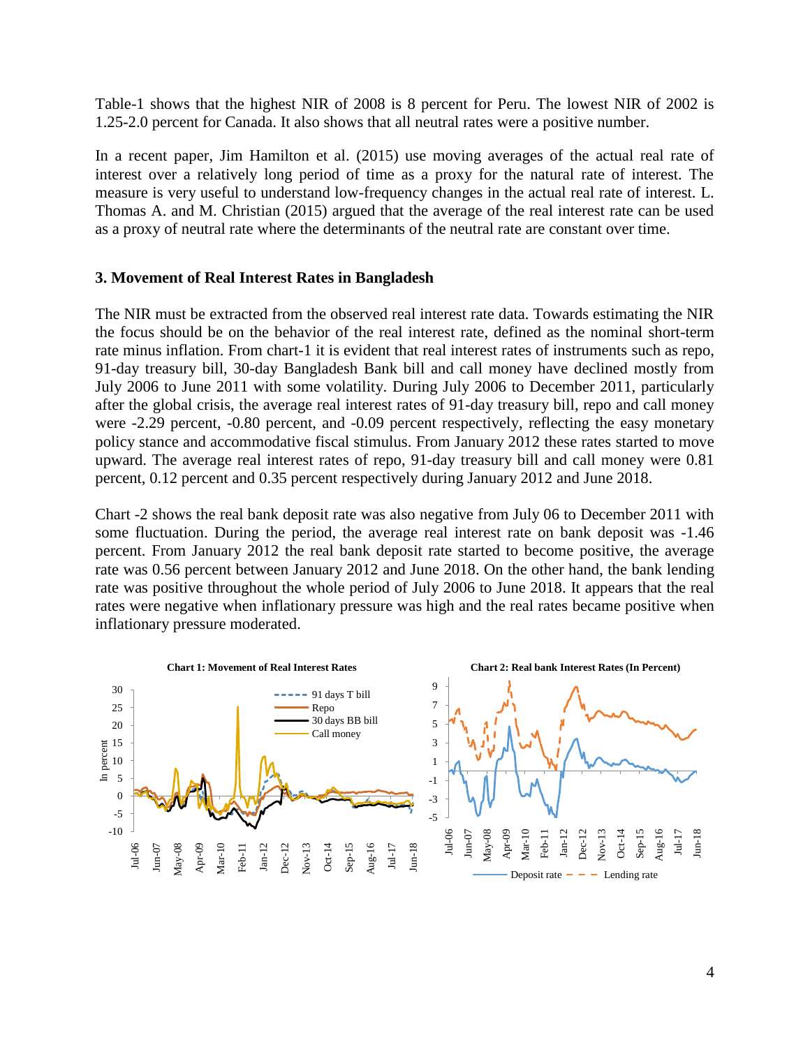Table-1 shows that the highest NIR of 2008 is 8 percent for Peru. The lowest NIR of 2002 is 1.25-2.0 percent for Canada. It also shows that all neutral rates were a positive number.

In a recent paper, Jim Hamilton et al. (2015) use moving averages of the actual real rate of interest over a relatively long period of time as a proxy for the natural rate of interest. The measure is very useful to understand low-frequency changes in the actual real rate of interest. L. Thomas A. and M. Christian (2015) argued that the average of the real interest rate can be used as a proxy of neutral rate where the determinants of the neutral rate are constant over time.

### 3. Movement of Real Interest Rates in Bangladesh

The NIR must be extracted from the observed real interest rate data. Towards estimating the NIR the focus should be on the behavior of the real interest rate, defined as the nominal short-term rate minus inflation. From chart-1 it is evident that real interest rates of instruments such as repo, 91-day treasury bill, 30-day Bangladesh Bank bill and call money have declined mostly from July 2006 to June 2011 with some volatility. During July 2006 to December 2011, particularly after the global crisis, the average real interest rates of 91-day treasury bill, repo and call money were -2.29 percent, -0.80 percent, and -0.09 percent respectively, reflecting the easy monetary policy stance and accommodative fiscal stimulus. From January 2012 these rates started to move upward. The average real interest rates of repo, 91-day treasury bill and call money were 0.81 percent, 0.12 percent and 0.35 percent respectively during January 2012 and June 2018.

Chart -2 shows the real bank deposit rate was also negative from July 06 to December 2011 with some fluctuation. During the period, the average real interest rate on bank deposit was -1.46 percent. From January 2012 the real bank deposit rate started to become positive, the average rate was 0.56 percent between January 2012 and June 2018. On the other hand, the bank lending rate was positive throughout the whole period of July 2006 to June 2018. It appears that the real rates were negative when inflationary pressure was high and the real rates became positive when inflationary pressure moderated.

**Chart 1: Movement of Real Interest Rates**

**Chart 2: Real bank Interest Rates (In Percent)**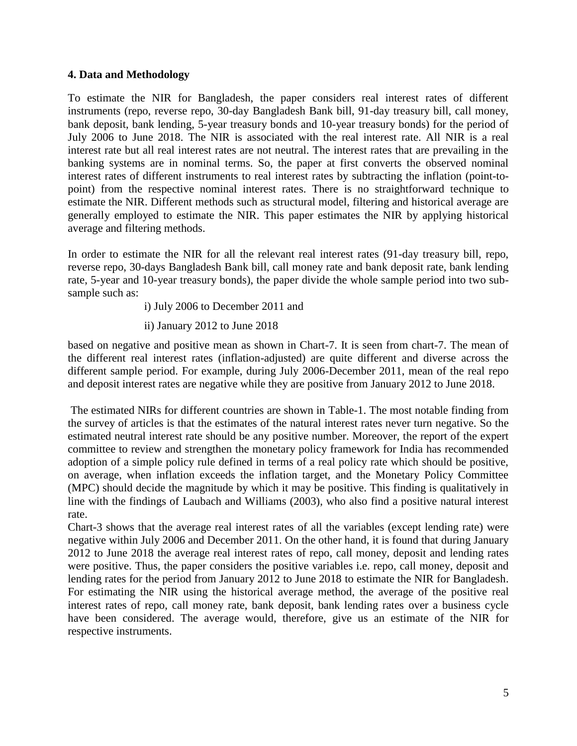### 4. Data and Methodology

To estimate the NIR for Bangladesh, the paper considers real interest rates of different instruments (repo, reverse repo, 30-day Bangladesh Bank bill, 91-day treasury bill, call money, bank deposit, bank lending, 5-year treasury bonds and 10-year treasury bonds) for the period of July 2006 to June 2018. The NIR is associated with the real interest rate. All NIR is a real interest rate but all real interest rates are not neutral. The interest rates that are prevailing in the banking systems are in nominal terms. So, the paper at first converts the observed nominal interest rates of different instruments to real interest rates by subtracting the inflation (point-to-point) from the respective nominal interest rates. There is no straightforward technique to estimate the NIR. Different methods such as structural model, filtering and historical average are generally employed to estimate the NIR. This paper estimates the NIR by applying historical average and filtering methods.

In order to estimate the NIR for all the relevant real interest rates (91-day treasury bill, repo, reverse repo, 30-days Bangladesh Bank bill, call money rate and bank deposit rate, bank lending rate, 5-year and 10-year treasury bonds), the paper divide the whole sample period into two sub-sample such as:

i) July 2006 to December 2011 and

ii) January 2012 to June 2018

based on negative and positive mean as shown in Chart-7. It is seen from chart-7. The mean of the different real interest rates (inflation-adjusted) are quite different and diverse across the different sample period. For example, during July 2006-December 2011, mean of the real repo and deposit interest rates are negative while they are positive from January 2012 to June 2018.

The estimated NIRs for different countries are shown in Table-1. The most notable finding from the survey of articles is that the estimates of the natural interest rates never turn negative. So the estimated neutral interest rate should be any positive number. Moreover, the report of the expert committee to review and strengthen the monetary policy framework for India has recommended adoption of a simple policy rule defined in terms of a real policy rate which should be positive, on average, when inflation exceeds the inflation target, and the Monetary Policy Committee (MPC) should decide the magnitude by which it may be positive. This finding is qualitatively in line with the findings of Laubach and Williams (2003), who also find a positive natural interest rate.

Chart-3 shows that the average real interest rates of all the variables (except lending rate) were negative within July 2006 and December 2011. On the other hand, it is found that during January 2012 to June 2018 the average real interest rates of repo, call money, deposit and lending rates were positive. Thus, the paper considers the positive variables i.e. repo, call money, deposit and lending rates for the period from January 2012 to June 2018 to estimate the NIR for Bangladesh. For estimating the NIR using the historical average method, the average of the positive real interest rates of repo, call money rate, bank deposit, bank lending rates over a business cycle have been considered. The average would, therefore, give us an estimate of the NIR for respective instruments.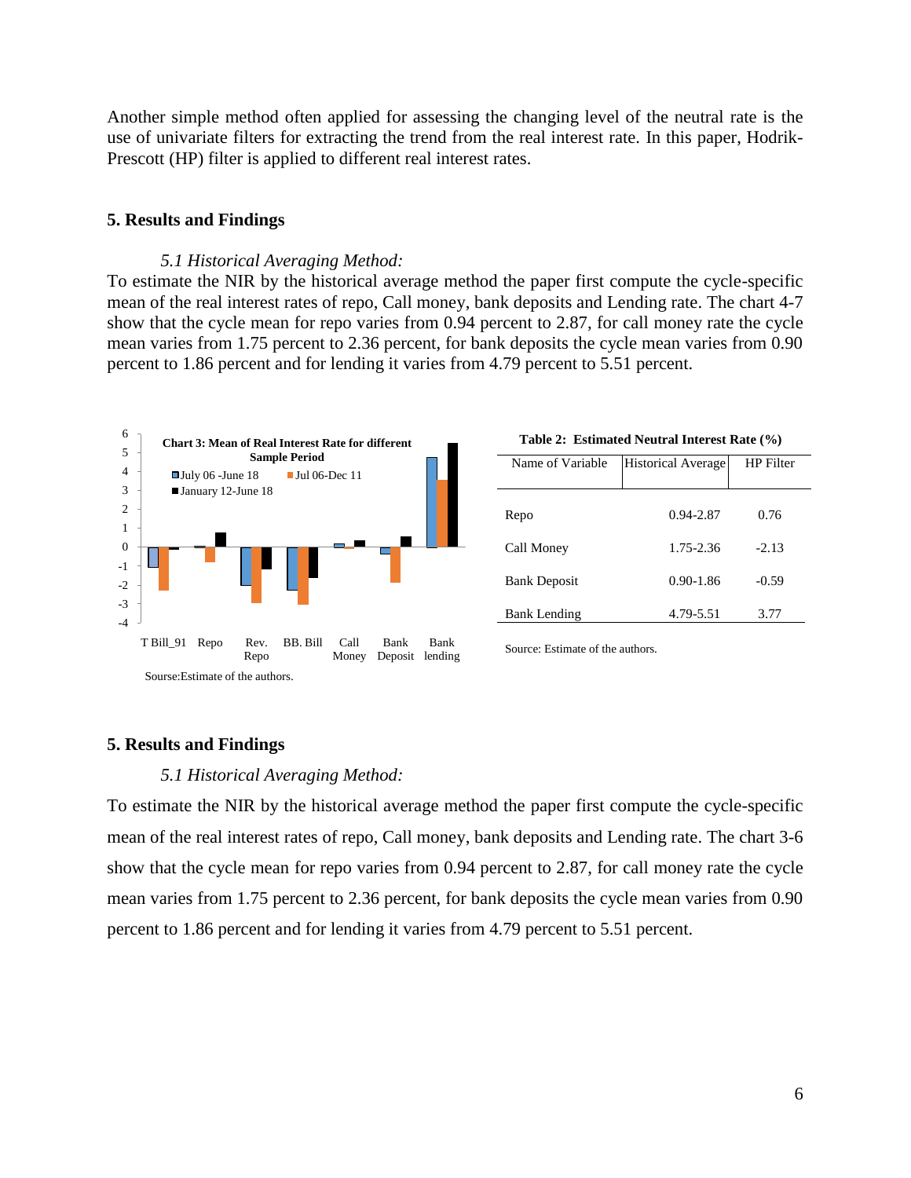Another simple method often applied for assessing the changing level of the neutral rate is the use of univariate filters for extracting the trend from the real interest rate. In this paper, Hodrik-Prescott (HP) filter is applied to different real interest rates.

## 5. Results and Findings

### *5.1 Historical Averaging Method:*

To estimate the NIR by the historical average method the paper first compute the cycle-specific mean of the real interest rates of repo, Call money, bank deposits and Lending rate. The chart 4-7 show that the cycle mean for repo varies from 0.94 percent to 2.87, for call money rate the cycle mean varies from 1.75 percent to 2.36 percent, for bank deposits the cycle mean varies from 0.90 percent to 1.86 percent and for lending it varies from 4.79 percent to 5.51 percent.

**Chart 3: Mean of Real Interest Rate for different Sample Period**

Legend: July 06 -June 18; Jul 06-Dec 11; January 12-June 18

Categories: T Bill_91, Repo, Rev. Repo, BB. Bill, Call Money, Bank Deposit, Bank lending

Sourse:Estimate of the authors.

**Table 2: Estimated Neutral Interest Rate (%)**

| Name of Variable | Historical Average | HP Filter |
|---|---|---|
| Repo | 0.94-2.87 | 0.76 |
| Call Money | 1.75-2.36 | -2.13 |
| Bank Deposit | 0.90-1.86 | -0.59 |
| Bank Lending | 4.79-5.51 | 3.77 |

Source: Estimate of the authors.

## 5. Results and Findings

### *5.1 Historical Averaging Method:*

To estimate the NIR by the historical average method the paper first compute the cycle-specific mean of the real interest rates of repo, Call money, bank deposits and Lending rate. The chart 3-6 show that the cycle mean for repo varies from 0.94 percent to 2.87, for call money rate the cycle mean varies from 1.75 percent to 2.36 percent, for bank deposits the cycle mean varies from 0.90 percent to 1.86 percent and for lending it varies from 4.79 percent to 5.51 percent.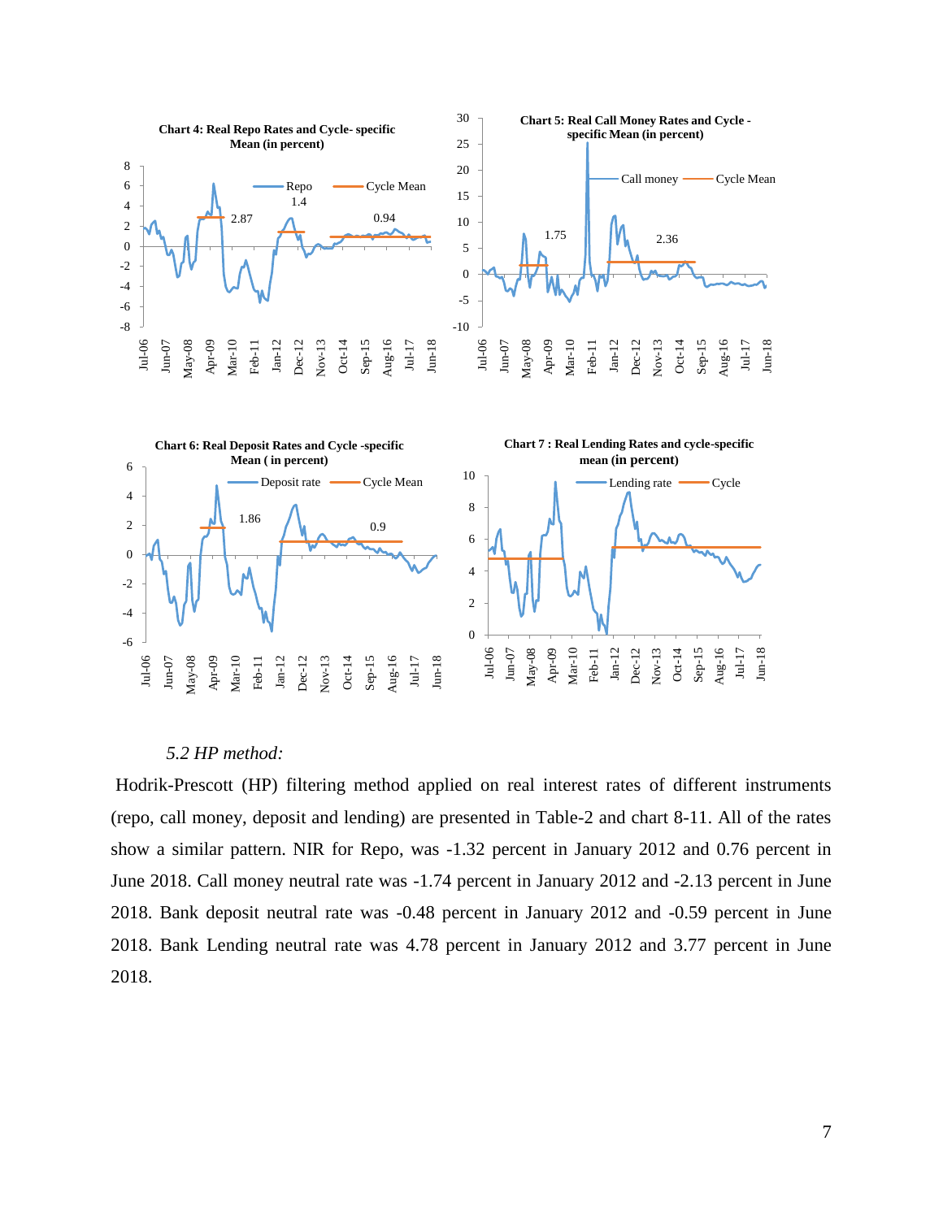**Chart 4: Real Repo Rates and Cycle- specific Mean (in percent)**

**Chart 5: Real Call Money Rates and Cycle - specific Mean (in percent)**

**Chart 6: Real Deposit Rates and Cycle -specific Mean ( in percent)**

**Chart 7 : Real Lending Rates and cycle-specific mean (in percent)**

### *5.2 HP method:*

Hodrik-Prescott (HP) filtering method applied on real interest rates of different instruments (repo, call money, deposit and lending) are presented in Table-2 and chart 8-11. All of the rates show a similar pattern. NIR for Repo, was -1.32 percent in January 2012 and 0.76 percent in June 2018. Call money neutral rate was -1.74 percent in January 2012 and -2.13 percent in June 2018. Bank deposit neutral rate was -0.48 percent in January 2012 and -0.59 percent in June 2018. Bank Lending neutral rate was 4.78 percent in January 2012 and 3.77 percent in June 2018.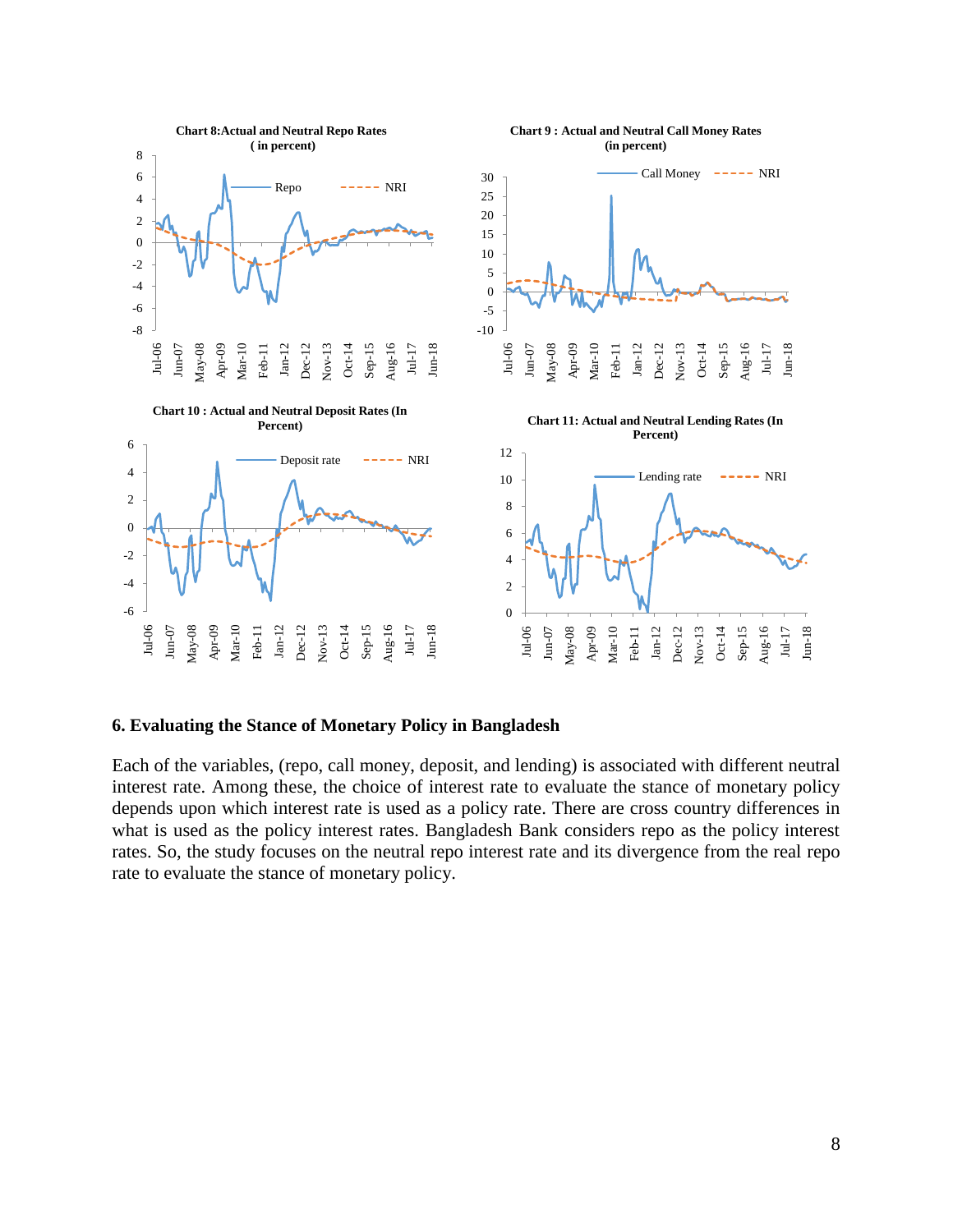**Chart 8:Actual and Neutral Repo Rates ( in percent)**

**Chart 9 : Actual and Neutral Call Money Rates (in percent)**

**Chart 10 : Actual and Neutral Deposit Rates (In Percent)**

**Chart 11: Actual and Neutral Lending Rates (In Percent)**

## 6. Evaluating the Stance of Monetary Policy in Bangladesh

Each of the variables, (repo, call money, deposit, and lending) is associated with different neutral interest rate. Among these, the choice of interest rate to evaluate the stance of monetary policy depends upon which interest rate is used as a policy rate. There are cross country differences in what is used as the policy interest rates. Bangladesh Bank considers repo as the policy interest rates. So, the study focuses on the neutral repo interest rate and its divergence from the real repo rate to evaluate the stance of monetary policy.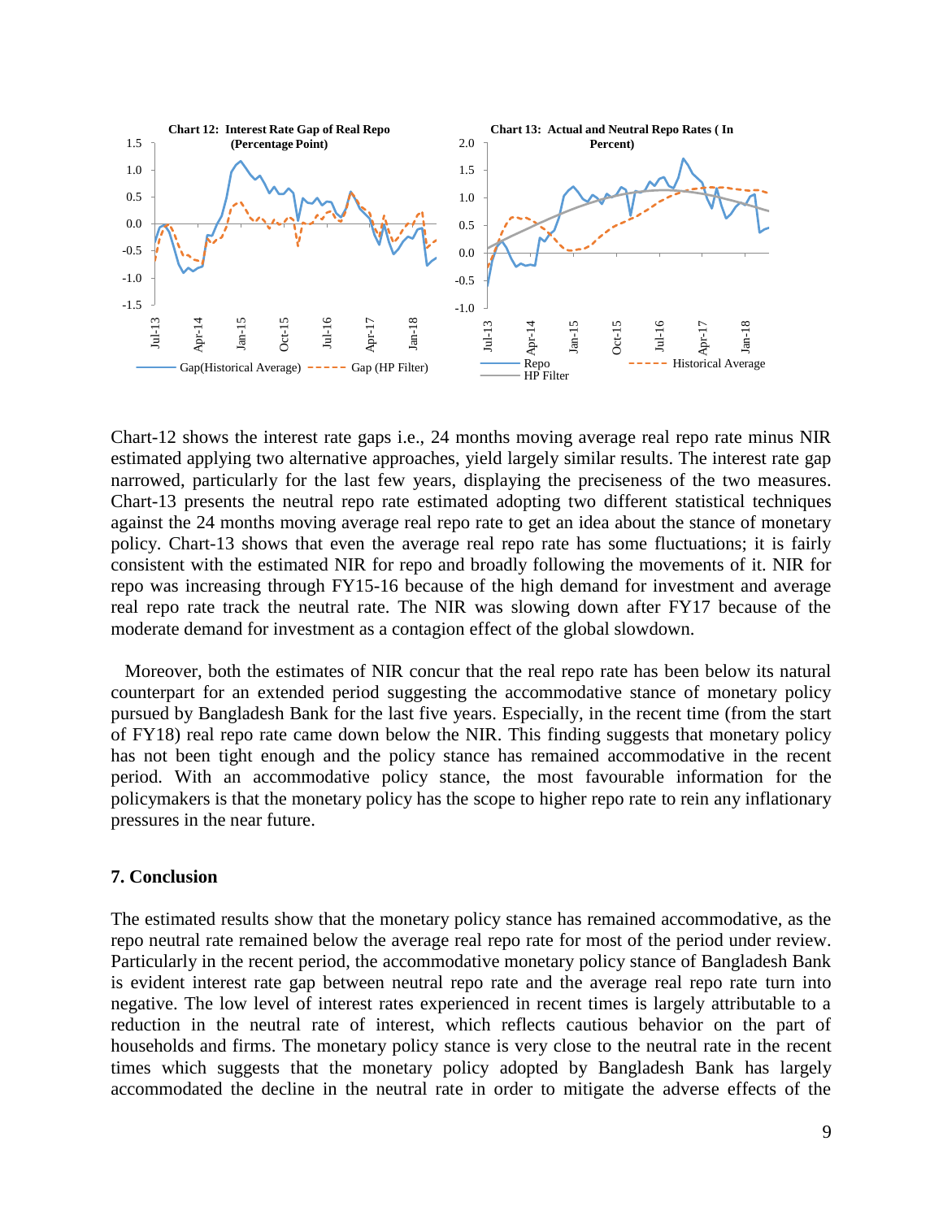**Chart 12: Interest Rate Gap of Real Repo (Percentage Point)**

**Chart 13: Actual and Neutral Repo Rates ( In Percent)**

Chart-12 shows the interest rate gaps i.e., 24 months moving average real repo rate minus NIR estimated applying two alternative approaches, yield largely similar results. The interest rate gap narrowed, particularly for the last few years, displaying the preciseness of the two measures. Chart-13 presents the neutral repo rate estimated adopting two different statistical techniques against the 24 months moving average real repo rate to get an idea about the stance of monetary policy. Chart-13 shows that even the average real repo rate has some fluctuations; it is fairly consistent with the estimated NIR for repo and broadly following the movements of it. NIR for repo was increasing through FY15-16 because of the high demand for investment and average real repo rate track the neutral rate. The NIR was slowing down after FY17 because of the moderate demand for investment as a contagion effect of the global slowdown.

Moreover, both the estimates of NIR concur that the real repo rate has been below its natural counterpart for an extended period suggesting the accommodative stance of monetary policy pursued by Bangladesh Bank for the last five years. Especially, in the recent time (from the start of FY18) real repo rate came down below the NIR. This finding suggests that monetary policy has not been tight enough and the policy stance has remained accommodative in the recent period. With an accommodative policy stance, the most favourable information for the policymakers is that the monetary policy has the scope to higher repo rate to rein any inflationary pressures in the near future.

## 7. Conclusion

The estimated results show that the monetary policy stance has remained accommodative, as the repo neutral rate remained below the average real repo rate for most of the period under review. Particularly in the recent period, the accommodative monetary policy stance of Bangladesh Bank is evident interest rate gap between neutral repo rate and the average real repo rate turn into negative. The low level of interest rates experienced in recent times is largely attributable to a reduction in the neutral rate of interest, which reflects cautious behavior on the part of households and firms. The monetary policy stance is very close to the neutral rate in the recent times which suggests that the monetary policy adopted by Bangladesh Bank has largely accommodated the decline in the neutral rate in order to mitigate the adverse effects of the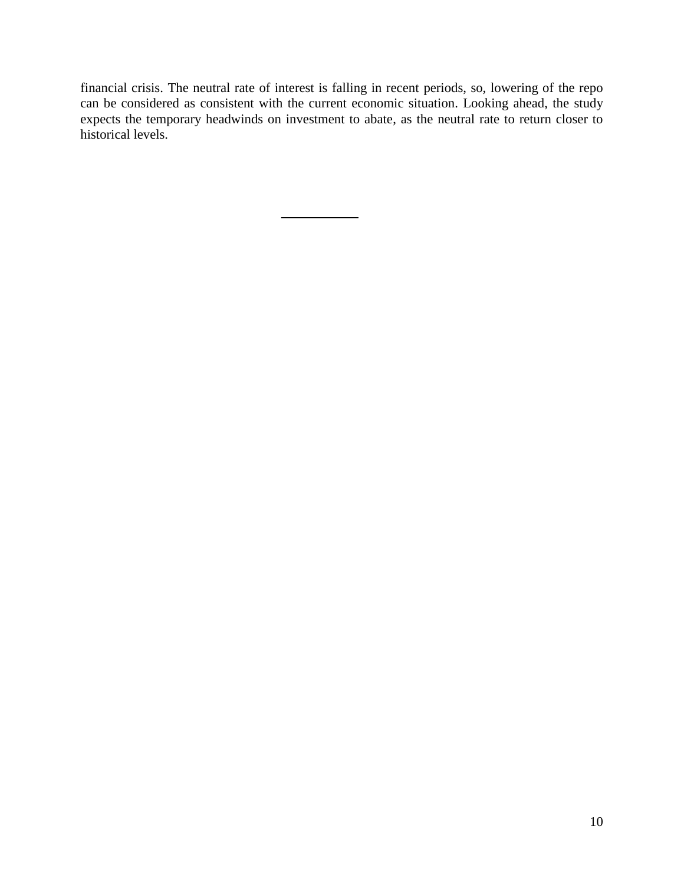financial crisis. The neutral rate of interest is falling in recent periods, so, lowering of the repo can be considered as consistent with the current economic situation. Looking ahead, the study expects the temporary headwinds on investment to abate, as the neutral rate to return closer to historical levels.

---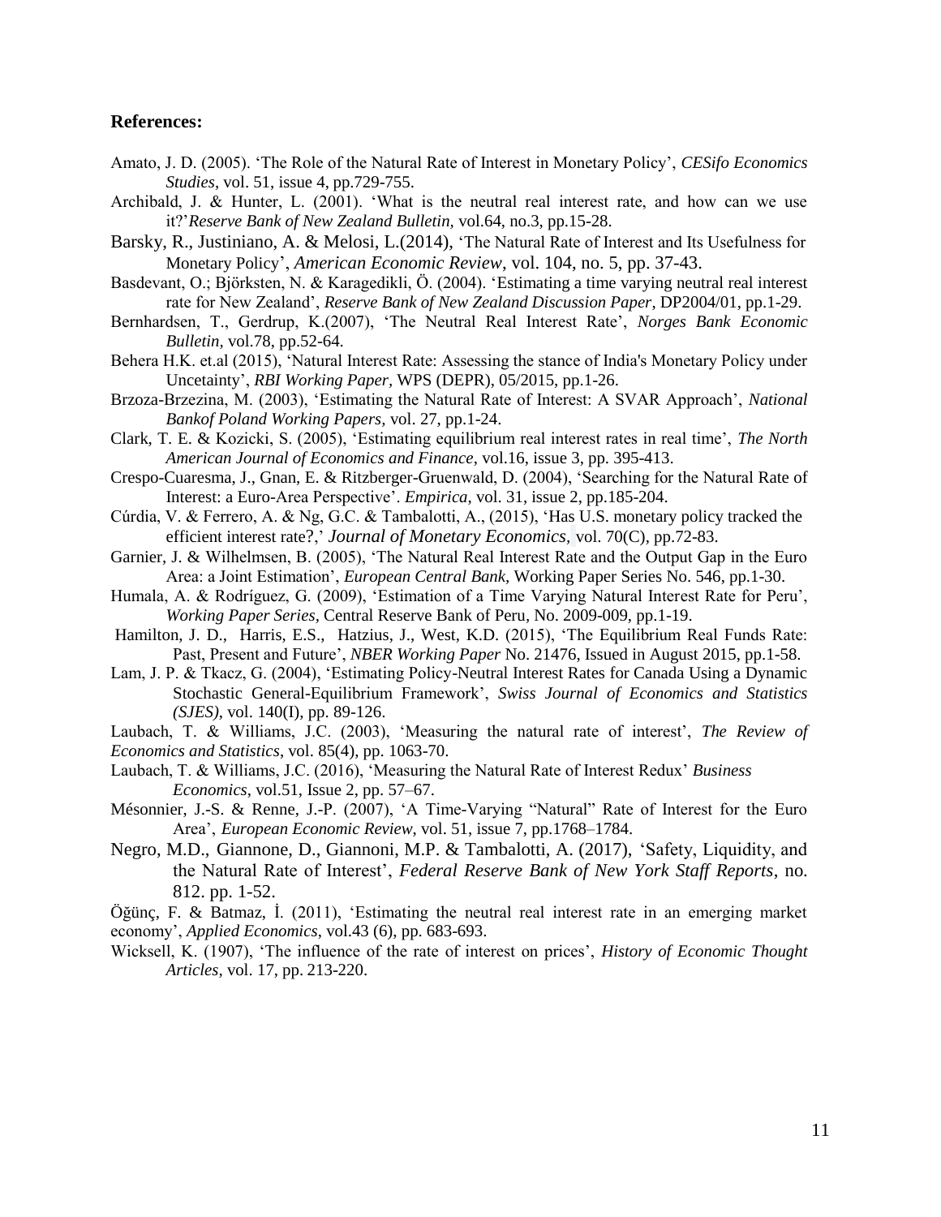**References:**

Amato, J. D. (2005). 'The Role of the Natural Rate of Interest in Monetary Policy', *CESifo Economics Studies*, vol. 51, issue 4, pp.729-755.

Archibald, J. & Hunter, L. (2001). 'What is the neutral real interest rate, and how can we use it?'*Reserve Bank of New Zealand Bulletin*, vol.64, no.3, pp.15-28.

Barsky, R., Justiniano, A. & Melosi, L.(2014), 'The Natural Rate of Interest and Its Usefulness for Monetary Policy', *American Economic Review*, vol. 104, no. 5, pp. 37-43.

Basdevant, O.; Björksten, N. & Karagedikli, Ö. (2004). 'Estimating a time varying neutral real interest rate for New Zealand', *Reserve Bank of New Zealand Discussion Paper*, DP2004/01, pp.1-29.

Bernhardsen, T., Gerdrup, K.(2007), 'The Neutral Real Interest Rate', *Norges Bank Economic Bulletin,* vol.78, pp.52-64.

Behera H.K. et.al (2015), 'Natural Interest Rate: Assessing the stance of India's Monetary Policy under Uncetainty', *RBI Working Paper*, WPS (DEPR), 05/2015, pp.1-26.

Brzoza-Brzezina, M. (2003), 'Estimating the Natural Rate of Interest: A SVAR Approach', *National Bankof Poland Working Papers,* vol. 27, pp.1-24.

Clark, T. E. & Kozicki, S. (2005), 'Estimating equilibrium real interest rates in real time', *The North American Journal of Economics and Finance*, vol.16, issue 3, pp. 395-413.

Crespo-Cuaresma, J., Gnan, E. & Ritzberger-Gruenwald, D. (2004), 'Searching for the Natural Rate of Interest: a Euro-Area Perspective'. *Empirica*, vol. 31, issue 2, pp.185-204.

Cúrdia, V. & Ferrero, A. & Ng, G.C. & Tambalotti, A., (2015), 'Has U.S. monetary policy tracked the efficient interest rate?,' *Journal of Monetary Economics,* vol. 70(C), pp.72-83.

Garnier, J. & Wilhelmsen, B. (2005), 'The Natural Real Interest Rate and the Output Gap in the Euro Area: a Joint Estimation', *European Central Bank,* Working Paper Series No. 546, pp.1-30.

Humala, A. & Rodríguez, G. (2009), 'Estimation of a Time Varying Natural Interest Rate for Peru', *Working Paper Series*, Central Reserve Bank of Peru, No. 2009-009, pp.1-19.

Hamilton, J. D., Harris, E.S., Hatzius, J., West, K.D. (2015), 'The Equilibrium Real Funds Rate: Past, Present and Future', *NBER Working Paper* No. 21476, Issued in August 2015, pp.1-58.

Lam, J. P. & Tkacz, G. (2004), 'Estimating Policy-Neutral Interest Rates for Canada Using a Dynamic Stochastic General-Equilibrium Framework', *Swiss Journal of Economics and Statistics (SJES)*, vol. 140(I), pp. 89-126.

Laubach, T. & Williams, J.C. (2003), 'Measuring the natural rate of interest', *The Review of Economics and Statistics*, vol. 85(4), pp. 1063-70.

Laubach, T. & Williams, J.C. (2016), 'Measuring the Natural Rate of Interest Redux' *Business Economics*, vol.51, Issue 2, pp. 57–67.

Mésonnier, J.-S. & Renne, J.-P. (2007), 'A Time-Varying "Natural" Rate of Interest for the Euro Area', *European Economic Review*, vol. 51, issue 7, pp.1768–1784.

Negro, M.D., Giannone, D., Giannoni, M.P. & Tambalotti, A. (2017), 'Safety, Liquidity, and the Natural Rate of Interest', *Federal Reserve Bank of New York Staff Reports*, no. 812. pp. 1-52.

Öğünç, F. & Batmaz, İ. (2011), 'Estimating the neutral real interest rate in an emerging market economy', *Applied Economics*, vol.43 (6), pp. 683-693.

Wicksell, K. (1907), 'The influence of the rate of interest on prices', *History of Economic Thought Articles,* vol. 17, pp. 213-220.